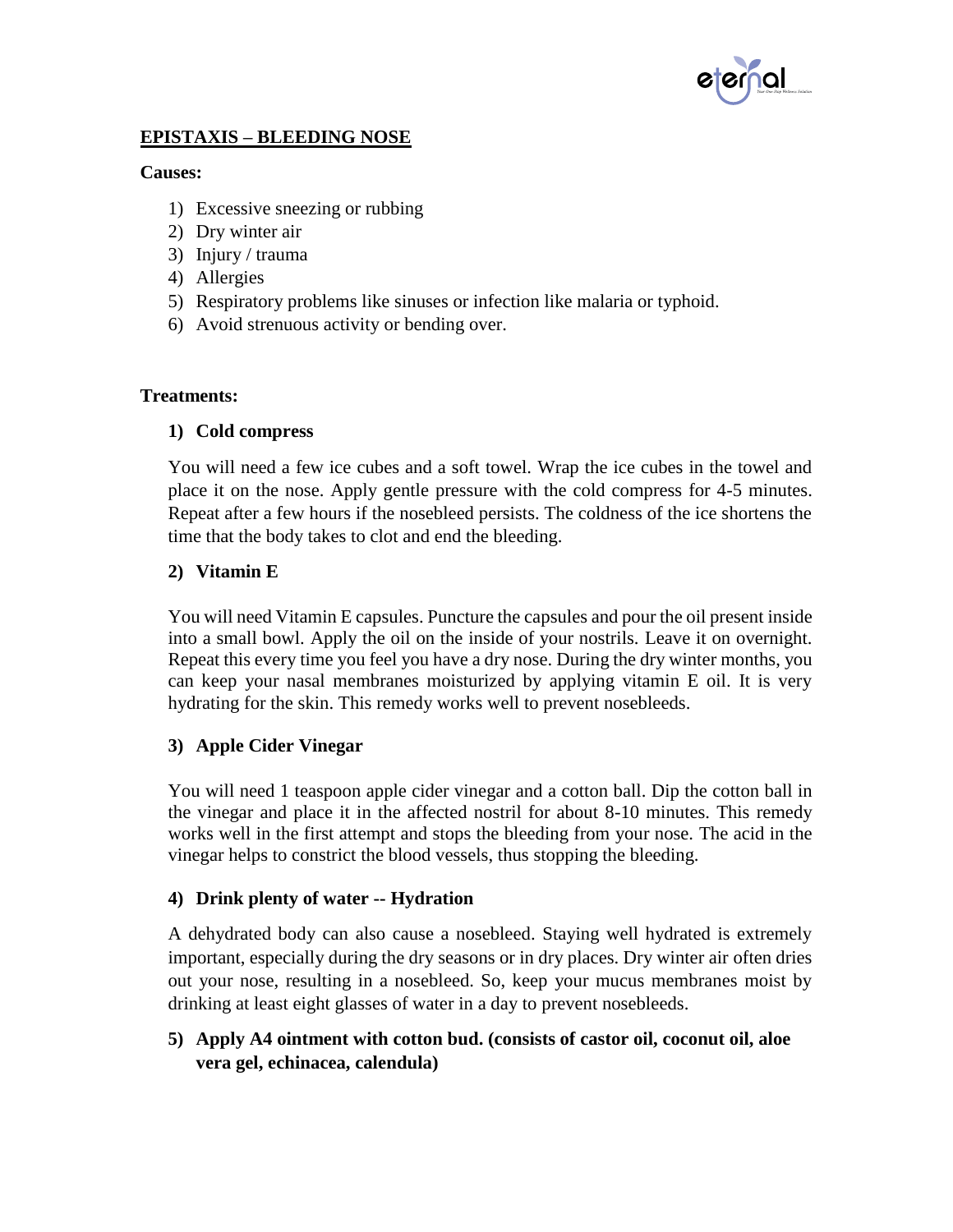## **EPISTAXIS – BLEEDING NOSE**

**Causes:**

1) Excessive sneezing or rubbing
2) Dry winter air
3) Injury / trauma
4) Allergies
5) Respiratory problems like sinuses or infection like malaria or typhoid.
6) Avoid strenuous activity or bending over.

**Treatments:**

**1) Cold compress**

You will need a few ice cubes and a soft towel. Wrap the ice cubes in the towel and place it on the nose. Apply gentle pressure with the cold compress for 4-5 minutes. Repeat after a few hours if the nosebleed persists. The coldness of the ice shortens the time that the body takes to clot and end the bleeding.

**2) Vitamin E**

You will need Vitamin E capsules. Puncture the capsules and pour the oil present inside into a small bowl. Apply the oil on the inside of your nostrils. Leave it on overnight. Repeat this every time you feel you have a dry nose. During the dry winter months, you can keep your nasal membranes moisturized by applying vitamin E oil. It is very hydrating for the skin. This remedy works well to prevent nosebleeds.

**3) Apple Cider Vinegar**

You will need 1 teaspoon apple cider vinegar and a cotton ball. Dip the cotton ball in the vinegar and place it in the affected nostril for about 8-10 minutes. This remedy works well in the first attempt and stops the bleeding from your nose. The acid in the vinegar helps to constrict the blood vessels, thus stopping the bleeding.

**4) Drink plenty of water -- Hydration**

A dehydrated body can also cause a nosebleed. Staying well hydrated is extremely important, especially during the dry seasons or in dry places. Dry winter air often dries out your nose, resulting in a nosebleed. So, keep your mucus membranes moist by drinking at least eight glasses of water in a day to prevent nosebleeds.

**5) Apply A4 ointment with cotton bud. (consists of castor oil, coconut oil, aloe vera gel, echinacea, calendula)**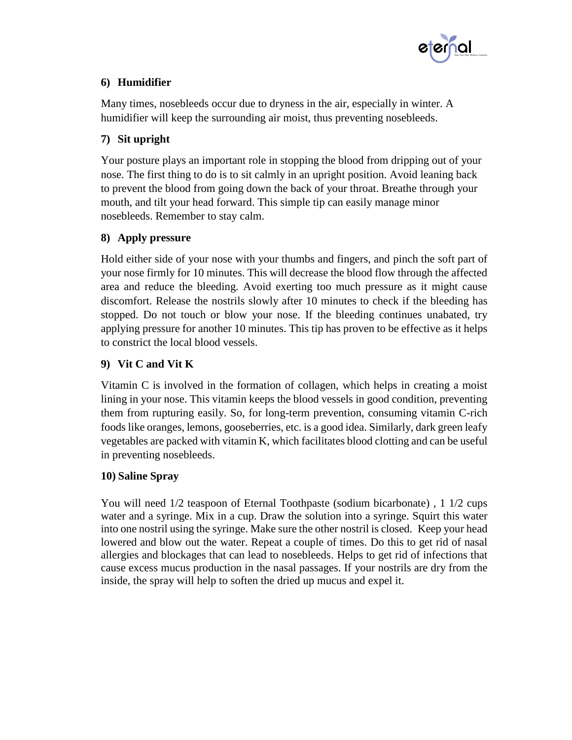### 6) Humidifier

Many times, nosebleeds occur due to dryness in the air, especially in winter. A humidifier will keep the surrounding air moist, thus preventing nosebleeds.

### 7) Sit upright

Your posture plays an important role in stopping the blood from dripping out of your nose. The first thing to do is to sit calmly in an upright position. Avoid leaning back to prevent the blood from going down the back of your throat. Breathe through your mouth, and tilt your head forward. This simple tip can easily manage minor nosebleeds. Remember to stay calm.

### 8) Apply pressure

Hold either side of your nose with your thumbs and fingers, and pinch the soft part of your nose firmly for 10 minutes. This will decrease the blood flow through the affected area and reduce the bleeding. Avoid exerting too much pressure as it might cause discomfort. Release the nostrils slowly after 10 minutes to check if the bleeding has stopped. Do not touch or blow your nose. If the bleeding continues unabated, try applying pressure for another 10 minutes. This tip has proven to be effective as it helps to constrict the local blood vessels.

### 9) Vit C and Vit K

Vitamin C is involved in the formation of collagen, which helps in creating a moist lining in your nose. This vitamin keeps the blood vessels in good condition, preventing them from rupturing easily. So, for long-term prevention, consuming vitamin C-rich foods like oranges, lemons, gooseberries, etc. is a good idea. Similarly, dark green leafy vegetables are packed with vitamin K, which facilitates blood clotting and can be useful in preventing nosebleeds.

### 10) Saline Spray

You will need 1/2 teaspoon of Eternal Toothpaste (sodium bicarbonate) , 1 1/2 cups water and a syringe. Mix in a cup. Draw the solution into a syringe. Squirt this water into one nostril using the syringe. Make sure the other nostril is closed. Keep your head lowered and blow out the water. Repeat a couple of times. Do this to get rid of nasal allergies and blockages that can lead to nosebleeds. Helps to get rid of infections that cause excess mucus production in the nasal passages. If your nostrils are dry from the inside, the spray will help to soften the dried up mucus and expel it.